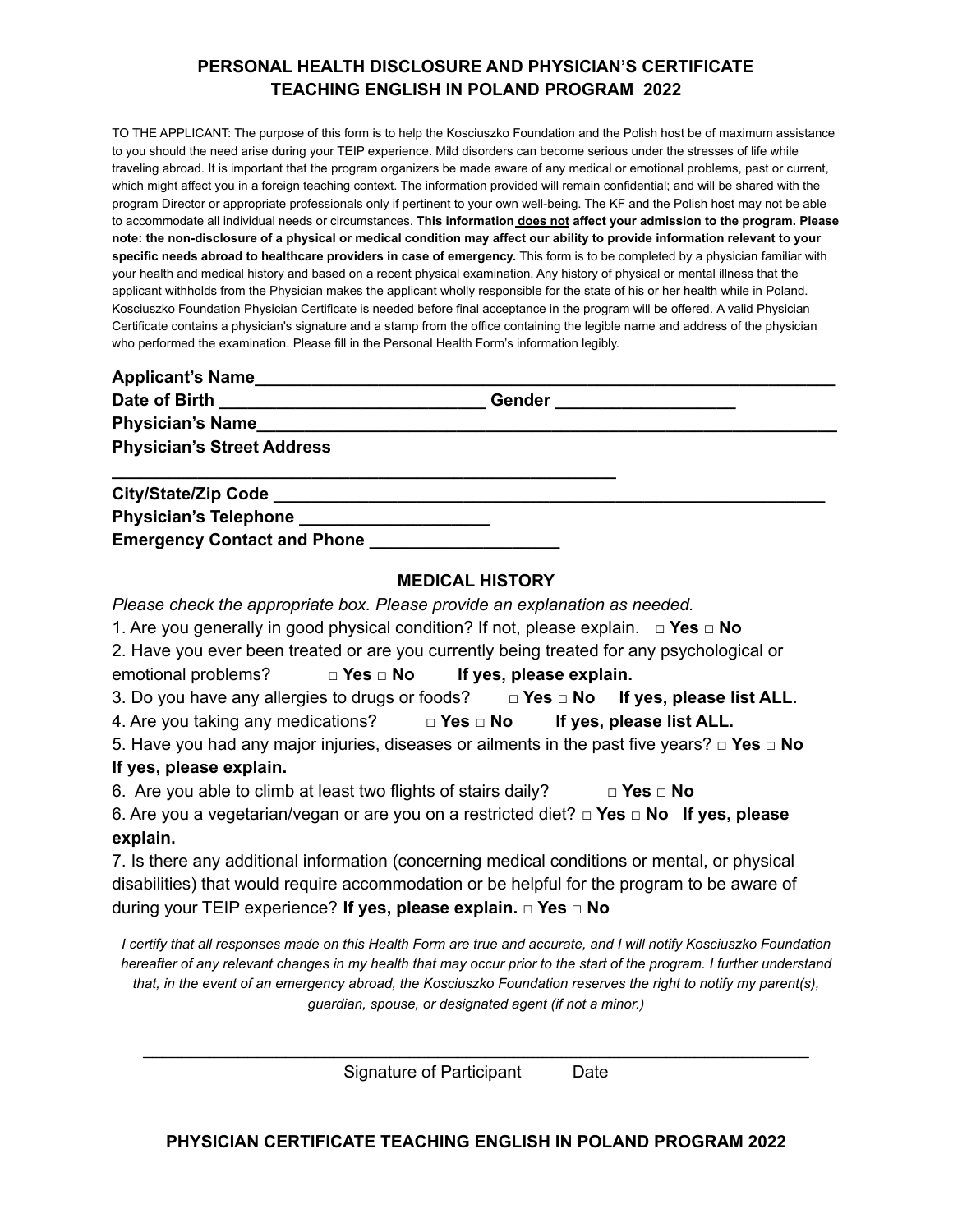## PERSONAL HEALTH DISCLOSURE AND PHYSICIAN'S CERTIFICATE
## TEACHING ENGLISH IN POLAND PROGRAM 2022

TO THE APPLICANT: The purpose of this form is to help the Kosciuszko Foundation and the Polish host be of maximum assistance to you should the need arise during your TEIP experience. Mild disorders can become serious under the stresses of life while traveling abroad. It is important that the program organizers be made aware of any medical or emotional problems, past or current, which might affect you in a foreign teaching context. The information provided will remain confidential; and will be shared with the program Director or appropriate professionals only if pertinent to your own well-being. The KF and the Polish host may not be able to accommodate all individual needs or circumstances. **This information does not affect your admission to the program. Please note: the non-disclosure of a physical or medical condition may affect our ability to provide information relevant to your specific needs abroad to healthcare providers in case of emergency.** This form is to be completed by a physician familiar with your health and medical history and based on a recent physical examination. Any history of physical or mental illness that the applicant withholds from the Physician makes the applicant wholly responsible for the state of his or her health while in Poland. Kosciuszko Foundation Physician Certificate is needed before final acceptance in the program will be offered. A valid Physician Certificate contains a physician's signature and a stamp from the office containing the legible name and address of the physician who performed the examination. Please fill in the Personal Health Form's information legibly.

**Applicant's Name**________________________________________________________________

**Date of Birth** ___________________________ **Gender** __________________

**Physician's Name**________________________________________________________________

**Physician's Street Address**

_____________________________________________________

**City/State/Zip Code** ________________________________________________________

**Physician's Telephone** ___________________

**Emergency Contact and Phone** ___________________

### MEDICAL HISTORY

*Please check the appropriate box. Please provide an explanation as needed.*

1. Are you generally in good physical condition? If not, please explain. □ **Yes** □ **No**
2. Have you ever been treated or are you currently being treated for any psychological or emotional problems? □ **Yes** □ **No** **If yes, please explain.**
3. Do you have any allergies to drugs or foods? □ **Yes** □ **No** **If yes, please list ALL.**
4. Are you taking any medications? □ **Yes** □ **No** **If yes, please list ALL.**
5. Have you had any major injuries, diseases or ailments in the past five years? □ **Yes** □ **No** **If yes, please explain.**
6. Are you able to climb at least two flights of stairs daily? □ **Yes** □ **No**
6. Are you a vegetarian/vegan or are you on a restricted diet? □ **Yes** □ **No** **If yes, please explain.**
7. Is there any additional information (concerning medical conditions or mental, or physical disabilities) that would require accommodation or be helpful for the program to be aware of during your TEIP experience? **If yes, please explain.** □ **Yes** □ **No**

*I certify that all responses made on this Health Form are true and accurate, and I will notify Kosciuszko Foundation hereafter of any relevant changes in my health that may occur prior to the start of the program. I further understand that, in the event of an emergency abroad, the Kosciuszko Foundation reserves the right to notify my parent(s), guardian, spouse, or designated agent (if not a minor.)*

_________________________________________________________________

Signature of Participant Date

## PHYSICIAN CERTIFICATE TEACHING ENGLISH IN POLAND PROGRAM 2022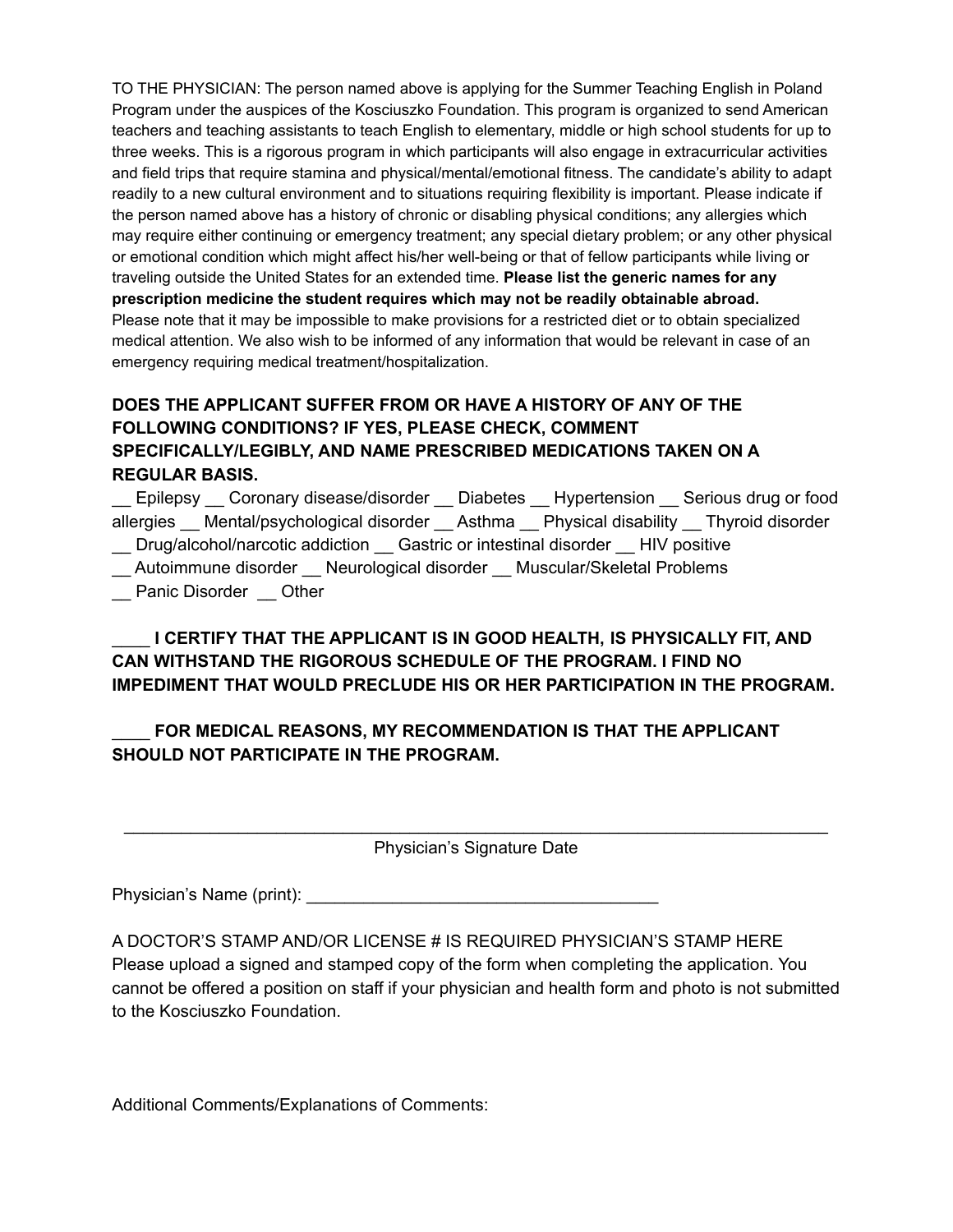TO THE PHYSICIAN: The person named above is applying for the Summer Teaching English in Poland Program under the auspices of the Kosciuszko Foundation. This program is organized to send American teachers and teaching assistants to teach English to elementary, middle or high school students for up to three weeks. This is a rigorous program in which participants will also engage in extracurricular activities and field trips that require stamina and physical/mental/emotional fitness. The candidate's ability to adapt readily to a new cultural environment and to situations requiring flexibility is important. Please indicate if the person named above has a history of chronic or disabling physical conditions; any allergies which may require either continuing or emergency treatment; any special dietary problem; or any other physical or emotional condition which might affect his/her well-being or that of fellow participants while living or traveling outside the United States for an extended time. **Please list the generic names for any prescription medicine the student requires which may not be readily obtainable abroad.** Please note that it may be impossible to make provisions for a restricted diet or to obtain specialized medical attention. We also wish to be informed of any information that would be relevant in case of an emergency requiring medical treatment/hospitalization.

**DOES THE APPLICANT SUFFER FROM OR HAVE A HISTORY OF ANY OF THE FOLLOWING CONDITIONS? IF YES, PLEASE CHECK, COMMENT SPECIFICALLY/LEGIBLY, AND NAME PRESCRIBED MEDICATIONS TAKEN ON A REGULAR BASIS.**

__ Epilepsy __ Coronary disease/disorder __ Diabetes __ Hypertension __ Serious drug or food allergies __ Mental/psychological disorder __ Asthma __ Physical disability __ Thyroid disorder __ Drug/alcohol/narcotic addiction __ Gastric or intestinal disorder __ HIV positive __ Autoimmune disorder __ Neurological disorder __ Muscular/Skeletal Problems __ Panic Disorder __ Other

**____ I CERTIFY THAT THE APPLICANT IS IN GOOD HEALTH, IS PHYSICALLY FIT, AND CAN WITHSTAND THE RIGOROUS SCHEDULE OF THE PROGRAM. I FIND NO IMPEDIMENT THAT WOULD PRECLUDE HIS OR HER PARTICIPATION IN THE PROGRAM.**

**____ FOR MEDICAL REASONS, MY RECOMMENDATION IS THAT THE APPLICANT SHOULD NOT PARTICIPATE IN THE PROGRAM.**

______________________________________________________________________________

Physician's Signature Date

Physician's Name (print): ______________________________________

A DOCTOR'S STAMP AND/OR LICENSE # IS REQUIRED PHYSICIAN'S STAMP HERE
Please upload a signed and stamped copy of the form when completing the application. You cannot be offered a position on staff if your physician and health form and photo is not submitted to the Kosciuszko Foundation.

Additional Comments/Explanations of Comments: